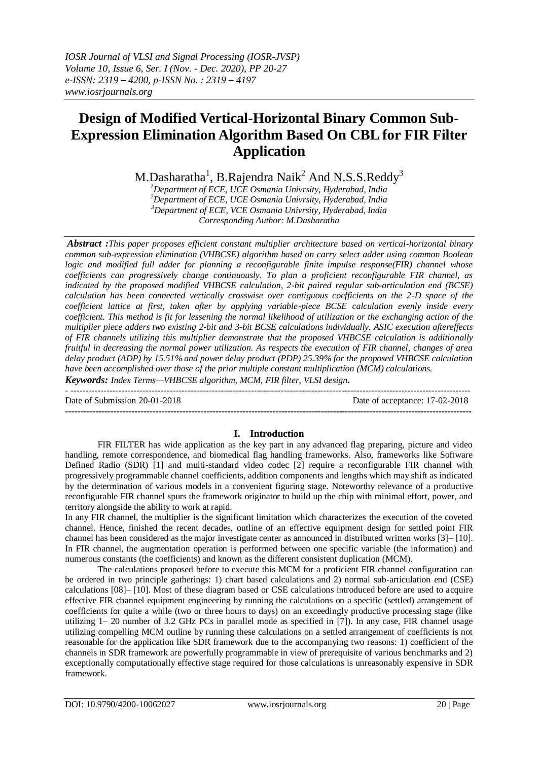# Design of Modified Vertical-Horizontal Binary Common Sub-Expression Elimination Algorithm Based On CBL for FIR Filter Application

M.Dasharatha[1], B.Rajendra Naik[2] And N.S.S.Reddy[3]

[1]*Department of ECE, UCE Osmania Univrsity, Hyderabad, India*
[2]*Department of ECE, UCE Osmania Univrsity, Hyderabad, India*
[3]*Department of ECE, VCE Osmania Univrsity, Hyderabad, India*
*Corresponding Author: M.Dasharatha*

***Abstract :*** *This paper proposes efficient constant multiplier architecture based on vertical-horizontal binary common sub-expression elimination (VHBCSE) algorithm based on carry select adder using common Boolean logic and modified full adder for planning a reconfigurable finite impulse response(FIR) channel whose coefficients can progressively change continuously. To plan a proficient reconfigurable FIR channel, as indicated by the proposed modified VHBCSE calculation, 2-bit paired regular sub-articulation end (BCSE) calculation has been connected vertically crosswise over contiguous coefficients on the 2-D space of the coefficient lattice at first, taken after by applying variable-piece BCSE calculation evenly inside every coefficient. This method is fit for lessening the normal likelihood of utilization or the exchanging action of the multiplier piece adders two existing 2-bit and 3-bit BCSE calculations individually. ASIC execution aftereffects of FIR channels utilizing this multiplier demonstrate that the proposed VHBCSE calculation is additionally fruitful in decreasing the normal power utilization. As respects the execution of FIR channel, changes of area delay product (ADP) by 15.51% and power delay product (PDP) 25.39% for the proposed VHBCSE calculation have been accomplished over those of the prior multiple constant multiplication (MCM) calculations.*

***Keywords:*** *Index Terms—VHBCSE algorithm, MCM, FIR filter, VLSI design.*

---

Date of Submission 20-01-2018 Date of acceptance: 17-02-2018

---

## I. Introduction

FIR FILTER has wide application as the key part in any advanced flag preparing, picture and video handling, remote correspondence, and biomedical flag handling frameworks. Also, frameworks like Software Defined Radio (SDR) [1] and multi-standard video codec [2] require a reconfigurable FIR channel with progressively programmable channel coefficients, addition components and lengths which may shift as indicated by the determination of various models in a convenient figuring stage. Noteworthy relevance of a productive reconfigurable FIR channel spurs the framework originator to build up the chip with minimal effort, power, and territory alongside the ability to work at rapid.

In any FIR channel, the multiplier is the significant limitation which characterizes the execution of the coveted channel. Hence, finished the recent decades, outline of an effective equipment design for settled point FIR channel has been considered as the major investigate center as announced in distributed written works [3]– [10]. In FIR channel, the augmentation operation is performed between one specific variable (the information) and numerous constants (the coefficients) and known as the different consistent duplication (MCM).

The calculations proposed before to execute this MCM for a proficient FIR channel configuration can be ordered in two principle gatherings: 1) chart based calculations and 2) normal sub-articulation end (CSE) calculations [08]– [10]. Most of these diagram based or CSE calculations introduced before are used to acquire effective FIR channel equipment engineering by running the calculations on a specific (settled) arrangement of coefficients for quite a while (two or three hours to days) on an exceedingly productive processing stage (like utilizing 1– 20 number of 3.2 GHz PCs in parallel mode as specified in [7]). In any case, FIR channel usage utilizing compelling MCM outline by running these calculations on a settled arrangement of coefficients is not reasonable for the application like SDR framework due to the accompanying two reasons: 1) coefficient of the channels in SDR framework are powerfully programmable in view of prerequisite of various benchmarks and 2) exceptionally computationally effective stage required for those calculations is unreasonably expensive in SDR framework.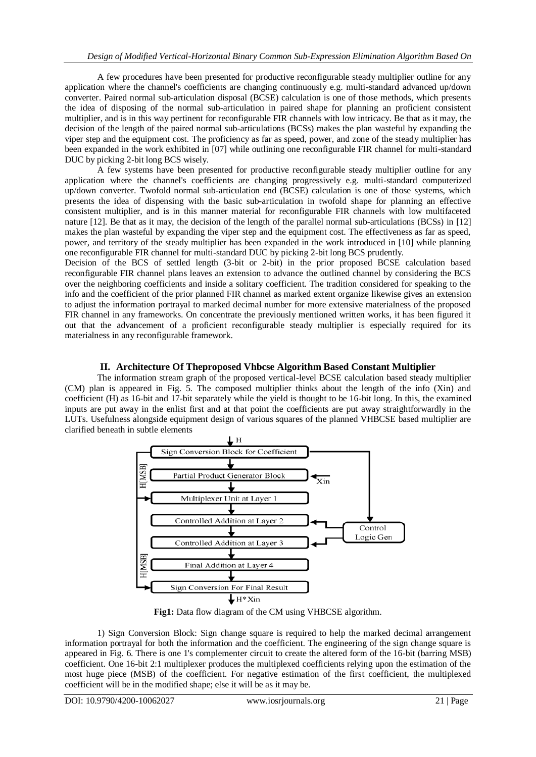A few procedures have been presented for productive reconfigurable steady multiplier outline for any application where the channel's coefficients are changing continuously e.g. multi-standard advanced up/down converter. Paired normal sub-articulation disposal (BCSE) calculation is one of those methods, which presents the idea of disposing of the normal sub-articulation in paired shape for planning an proficient consistent multiplier, and is in this way pertinent for reconfigurable FIR channels with low intricacy. Be that as it may, the decision of the length of the paired normal sub-articulations (BCSs) makes the plan wasteful by expanding the viper step and the equipment cost. The proficiency as far as speed, power, and zone of the steady multiplier has been expanded in the work exhibited in [07] while outlining one reconfigurable FIR channel for multi-standard DUC by picking 2-bit long BCS wisely.

A few systems have been presented for productive reconfigurable steady multiplier outline for any application where the channel's coefficients are changing progressively e.g. multi-standard computerized up/down converter. Twofold normal sub-articulation end (BCSE) calculation is one of those systems, which presents the idea of dispensing with the basic sub-articulation in twofold shape for planning an effective consistent multiplier, and is in this manner material for reconfigurable FIR channels with low multifaceted nature [12]. Be that as it may, the decision of the length of the parallel normal sub-articulations (BCSs) in [12] makes the plan wasteful by expanding the viper step and the equipment cost. The effectiveness as far as speed, power, and territory of the steady multiplier has been expanded in the work introduced in [10] while planning one reconfigurable FIR channel for multi-standard DUC by picking 2-bit long BCS prudently.

Decision of the BCS of settled length (3-bit or 2-bit) in the prior proposed BCSE calculation based reconfigurable FIR channel plans leaves an extension to advance the outlined channel by considering the BCS over the neighboring coefficients and inside a solitary coefficient. The tradition considered for speaking to the info and the coefficient of the prior planned FIR channel as marked extent organize likewise gives an extension to adjust the information portrayal to marked decimal number for more extensive materialness of the proposed FIR channel in any frameworks. On concentrate the previously mentioned written works, it has been figured it out that the advancement of a proficient reconfigurable steady multiplier is especially required for its materialness in any reconfigurable framework.

## II. Architecture Of Theproposed Vhbcse Algorithm Based Constant Multiplier

The information stream graph of the proposed vertical-level BCSE calculation based steady multiplier (CM) plan is appeared in Fig. 5. The composed multiplier thinks about the length of the info (Xin) and coefficient (H) as 16-bit and 17-bit separately while the yield is thought to be 16-bit long. In this, the examined inputs are put away in the enlist first and at that point the coefficients are put away straightforwardly in the LUTs. Usefulness alongside equipment design of various squares of the planned VHBCSE based multiplier are clarified beneath in subtle elements

**Fig1:** Data flow diagram of the CM using VHBCSE algorithm.

1) Sign Conversion Block: Sign change square is required to help the marked decimal arrangement information portrayal for both the information and the coefficient. The engineering of the sign change square is appeared in Fig. 6. There is one 1's complementer circuit to create the altered form of the 16-bit (barring MSB) coefficient. One 16-bit 2:1 multiplexer produces the multiplexed coefficients relying upon the estimation of the most huge piece (MSB) of the coefficient. For negative estimation of the first coefficient, the multiplexed coefficient will be in the modified shape; else it will be as it may be.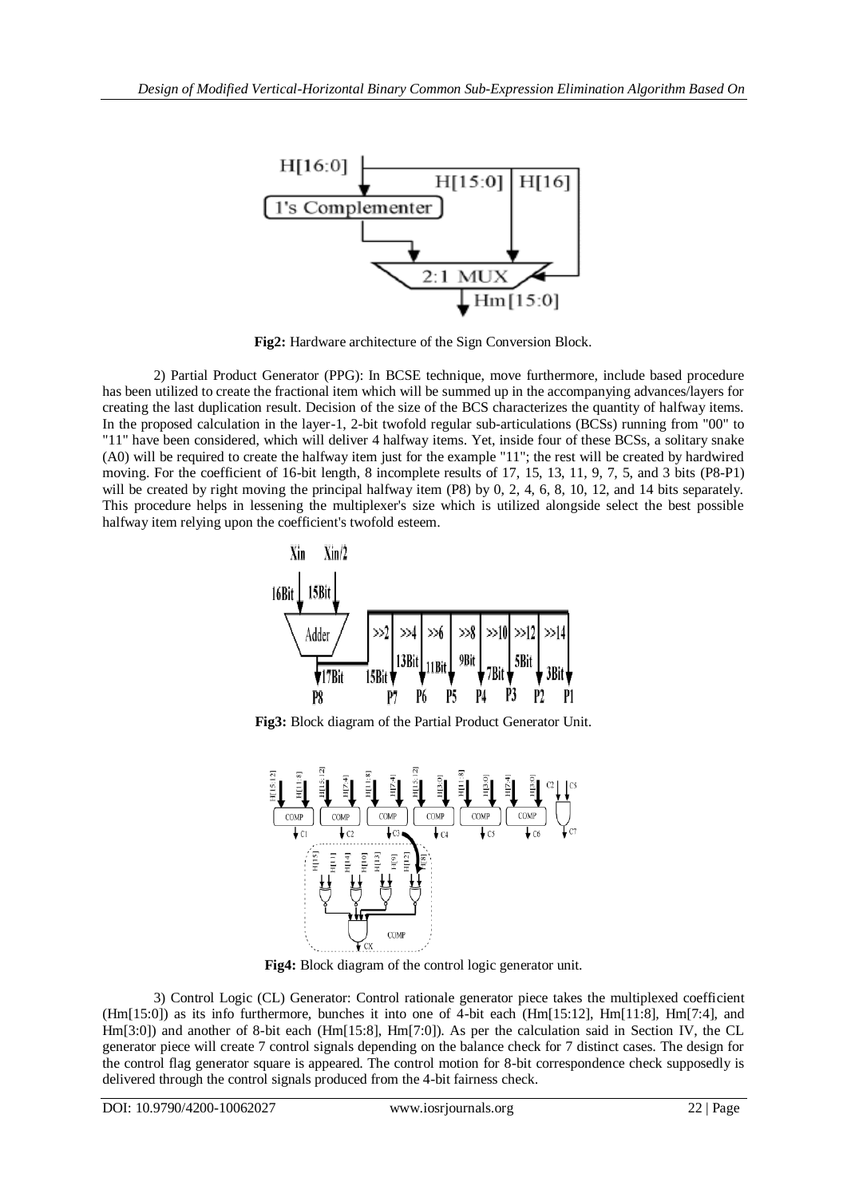**Fig2:** Hardware architecture of the Sign Conversion Block.

2) Partial Product Generator (PPG): In BCSE technique, move furthermore, include based procedure has been utilized to create the fractional item which will be summed up in the accompanying advances/layers for creating the last duplication result. Decision of the size of the BCS characterizes the quantity of halfway items. In the proposed calculation in the layer-1, 2-bit twofold regular sub-articulations (BCSs) running from "00" to "11" have been considered, which will deliver 4 halfway items. Yet, inside four of these BCSs, a solitary snake (A0) will be required to create the halfway item just for the example "11"; the rest will be created by hardwired moving. For the coefficient of 16-bit length, 8 incomplete results of 17, 15, 13, 11, 9, 7, 5, and 3 bits (P8-P1) will be created by right moving the principal halfway item (P8) by 0, 2, 4, 6, 8, 10, 12, and 14 bits separately. This procedure helps in lessening the multiplexer's size which is utilized alongside select the best possible halfway item relying upon the coefficient's twofold esteem.

**Fig3:** Block diagram of the Partial Product Generator Unit.

**Fig4:** Block diagram of the control logic generator unit.

3) Control Logic (CL) Generator: Control rationale generator piece takes the multiplexed coefficient (Hm[15:0]) as its info furthermore, bunches it into one of 4-bit each (Hm[15:12], Hm[11:8], Hm[7:4], and Hm[3:0]) and another of 8-bit each (Hm[15:8], Hm[7:0]). As per the calculation said in Section IV, the CL generator piece will create 7 control signals depending on the balance check for 7 distinct cases. The design for the control flag generator square is appeared. The control motion for 8-bit correspondence check supposedly is delivered through the control signals produced from the 4-bit fairness check.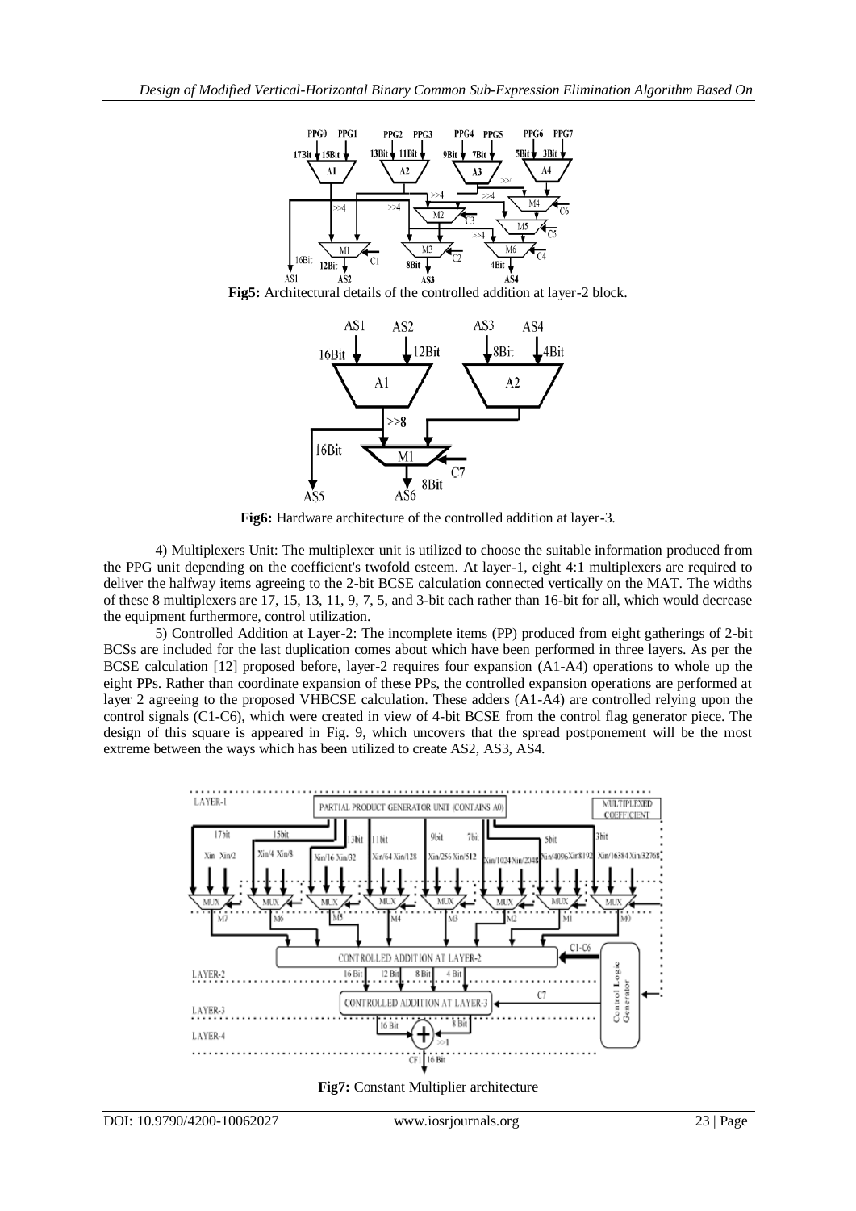**Fig5:** Architectural details of the controlled addition at layer-2 block.

**Fig6:** Hardware architecture of the controlled addition at layer-3.

4) Multiplexers Unit: The multiplexer unit is utilized to choose the suitable information produced from the PPG unit depending on the coefficient's twofold esteem. At layer-1, eight 4:1 multiplexers are required to deliver the halfway items agreeing to the 2-bit BCSE calculation connected vertically on the MAT. The widths of these 8 multiplexers are 17, 15, 13, 11, 9, 7, 5, and 3-bit each rather than 16-bit for all, which would decrease the equipment furthermore, control utilization.

5) Controlled Addition at Layer-2: The incomplete items (PP) produced from eight gatherings of 2-bit BCSs are included for the last duplication comes about which have been performed in three layers. As per the BCSE calculation [12] proposed before, layer-2 requires four expansion (A1-A4) operations to whole up the eight PPs. Rather than coordinate expansion of these PPs, the controlled expansion operations are performed at layer 2 agreeing to the proposed VHBCSE calculation. These adders (A1-A4) are controlled relying upon the control signals (C1-C6), which were created in view of 4-bit BCSE from the control flag generator piece. The design of this square is appeared in Fig. 9, which uncovers that the spread postponement will be the most extreme between the ways which has been utilized to create AS2, AS3, AS4.

**Fig7:** Constant Multiplier architecture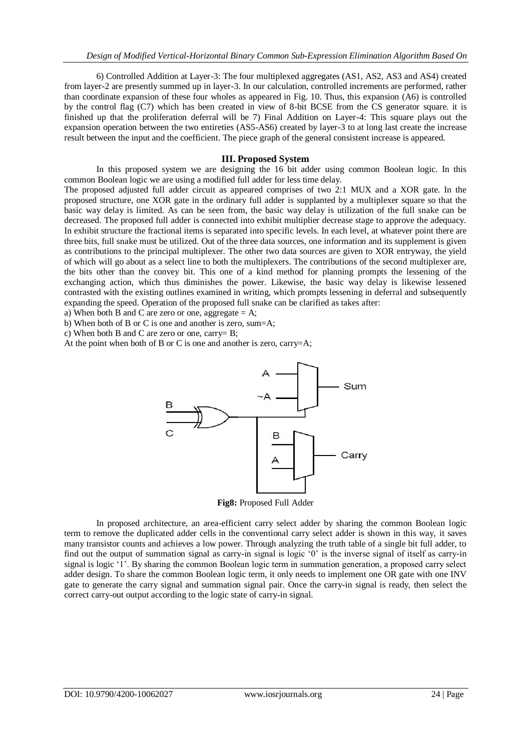6) Controlled Addition at Layer-3: The four multiplexed aggregates (AS1, AS2, AS3 and AS4) created from layer-2 are presently summed up in layer-3. In our calculation, controlled increments are performed, rather than coordinate expansion of these four wholes as appeared in Fig. 10. Thus, this expansion (A6) is controlled by the control flag (C7) which has been created in view of 8-bit BCSE from the CS generator square. it is finished up that the proliferation deferral will be 7) Final Addition on Layer-4: This square plays out the expansion operation between the two entireties (AS5-AS6) created by layer-3 to at long last create the increase result between the input and the coefficient. The piece graph of the general consistent increase is appeared.

## III. Proposed System

In this proposed system we are designing the 16 bit adder using common Boolean logic. In this common Boolean logic we are using a modified full adder for less time delay.

The proposed adjusted full adder circuit as appeared comprises of two 2:1 MUX and a XOR gate. In the proposed structure, one XOR gate in the ordinary full adder is supplanted by a multiplexer square so that the basic way delay is limited. As can be seen from, the basic way delay is utilization of the full snake can be decreased. The proposed full adder is connected into exhibit multiplier decrease stage to approve the adequacy. In exhibit structure the fractional items is separated into specific levels. In each level, at whatever point there are three bits, full snake must be utilized. Out of the three data sources, one information and its supplement is given as contributions to the principal multiplexer. The other two data sources are given to XOR entryway, the yield of which will go about as a select line to both the multiplexers. The contributions of the second multiplexer are, the bits other than the convey bit. This one of a kind method for planning prompts the lessening of the exchanging action, which thus diminishes the power. Likewise, the basic way delay is likewise lessened contrasted with the existing outlines examined in writing, which prompts lessening in deferral and subsequently expanding the speed. Operation of the proposed full snake can be clarified as takes after:

a) When both B and C are zero or one, aggregate = A;

b) When both of B or C is one and another is zero, sum=A;

c) When both B and C are zero or one, carry= B;

At the point when both of B or C is one and another is zero, carry=A;

**Fig8:** Proposed Full Adder

In proposed architecture, an area-efficient carry select adder by sharing the common Boolean logic term to remove the duplicated adder cells in the conventional carry select adder is shown in this way, it saves many transistor counts and achieves a low power. Through analyzing the truth table of a single bit full adder, to find out the output of summation signal as carry-in signal is logic '0' is the inverse signal of itself as carry-in signal is logic '1'. By sharing the common Boolean logic term in summation generation, a proposed carry select adder design. To share the common Boolean logic term, it only needs to implement one OR gate with one INV gate to generate the carry signal and summation signal pair. Once the carry-in signal is ready, then select the correct carry-out output according to the logic state of carry-in signal.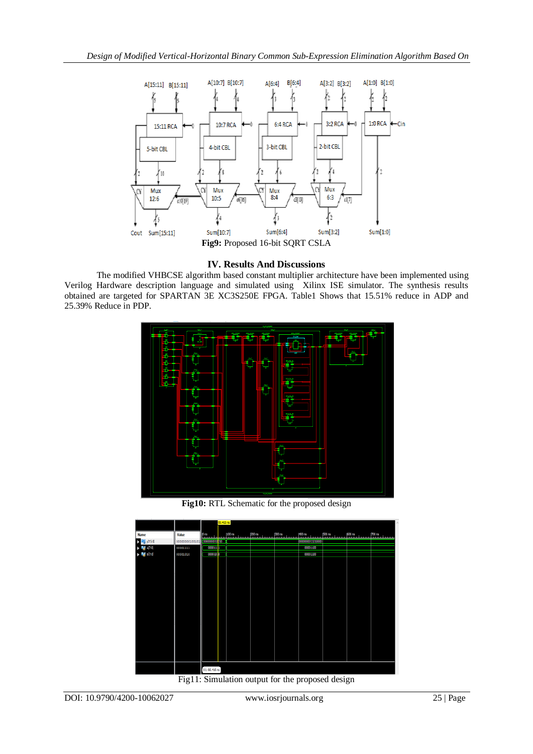Fig9: Proposed 16-bit SQRT CSLA

## IV. Results And Discussions

The modified VHBCSE algorithm based constant multiplier architecture have been implemented using Verilog Hardware description language and simulated using Xilinx ISE simulator. The synthesis results obtained are targeted for SPARTAN 3E XC3S250E FPGA. Table1 Shows that 15.51% reduce in ADP and 25.39% Reduce in PDP.

**Fig10:** RTL Schematic for the proposed design

Fig11: Simulation output for the proposed design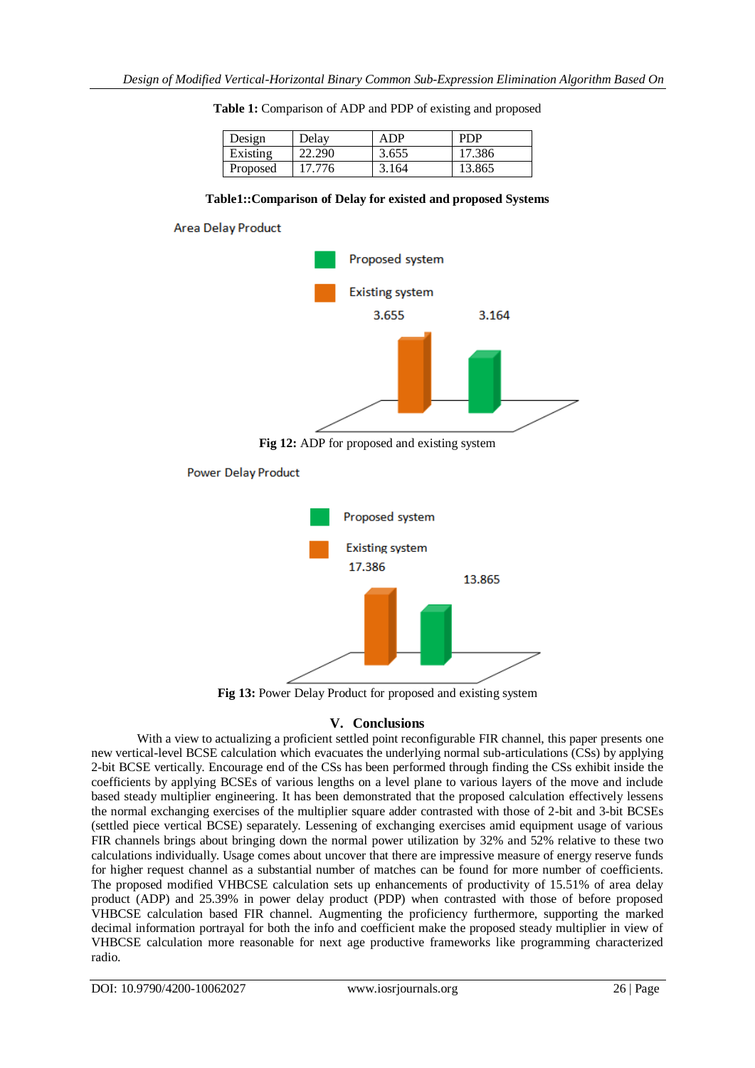**Table 1:** Comparison of ADP and PDP of existing and proposed

| Design | Delay | ADP | PDP |
|---|---|---|---|
| Existing | 22.290 | 3.655 | 17.386 |
| Proposed | 17.776 | 3.164 | 13.865 |

**Table1::Comparison of Delay for existed and proposed Systems**

Area Delay Product

Proposed system

Existing system

3.655 3.164

**Fig 12:** ADP for proposed and existing system

Power Delay Product

Proposed system

Existing system

17.386

13.865

**Fig 13:** Power Delay Product for proposed and existing system

## V. Conclusions

With a view to actualizing a proficient settled point reconfigurable FIR channel, this paper presents one new vertical-level BCSE calculation which evacuates the underlying normal sub-articulations (CSs) by applying 2-bit BCSE vertically. Encourage end of the CSs has been performed through finding the CSs exhibit inside the coefficients by applying BCSEs of various lengths on a level plane to various layers of the move and include based steady multiplier engineering. It has been demonstrated that the proposed calculation effectively lessens the normal exchanging exercises of the multiplier square adder contrasted with those of 2-bit and 3-bit BCSEs (settled piece vertical BCSE) separately. Lessening of exchanging exercises amid equipment usage of various FIR channels brings about bringing down the normal power utilization by 32% and 52% relative to these two calculations individually. Usage comes about uncover that there are impressive measure of energy reserve funds for higher request channel as a substantial number of matches can be found for more number of coefficients. The proposed modified VHBCSE calculation sets up enhancements of productivity of 15.51% of area delay product (ADP) and 25.39% in power delay product (PDP) when contrasted with those of before proposed VHBCSE calculation based FIR channel. Augmenting the proficiency furthermore, supporting the marked decimal information portrayal for both the info and coefficient make the proposed steady multiplier in view of VHBCSE calculation more reasonable for next age productive frameworks like programming characterized radio.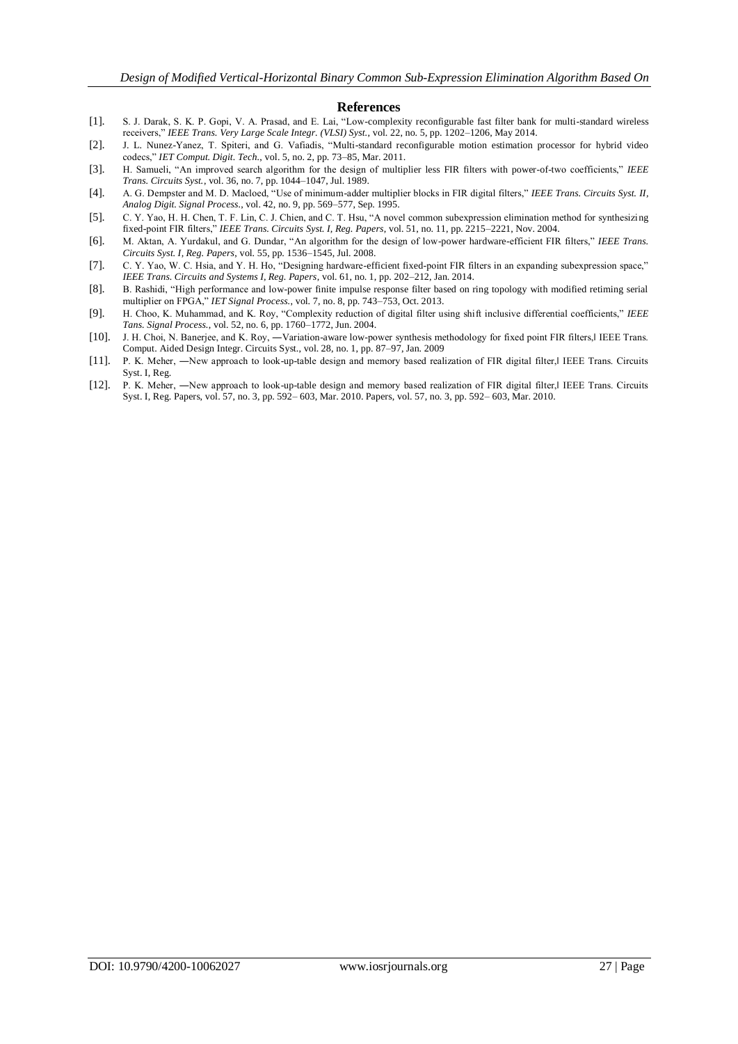## References

[1]. S. J. Darak, S. K. P. Gopi, V. A. Prasad, and E. Lai, "Low-complexity reconfigurable fast filter bank for multi-standard wireless receivers," *IEEE Trans. Very Large Scale Integr. (VLSI) Syst.*, vol. 22, no. 5, pp. 1202–1206, May 2014.

[2]. J. L. Nunez-Yanez, T. Spiteri, and G. Vafiadis, "Multi-standard reconfigurable motion estimation processor for hybrid video codecs," *IET Comput. Digit. Tech.*, vol. 5, no. 2, pp. 73–85, Mar. 2011.

[3]. H. Samueli, "An improved search algorithm for the design of multiplier less FIR filters with power-of-two coefficients," *IEEE Trans. Circuits Syst.*, vol. 36, no. 7, pp. 1044–1047, Jul. 1989.

[4]. A. G. Dempster and M. D. Macloed, "Use of minimum-adder multiplier blocks in FIR digital filters," *IEEE Trans. Circuits Syst. II, Analog Digit. Signal Process.*, vol. 42, no. 9, pp. 569–577, Sep. 1995.

[5]. C. Y. Yao, H. H. Chen, T. F. Lin, C. J. Chien, and C. T. Hsu, "A novel common subexpression elimination method for synthesizing fixed-point FIR filters," *IEEE Trans. Circuits Syst. I, Reg. Papers*, vol. 51, no. 11, pp. 2215–2221, Nov. 2004.

[6]. M. Aktan, A. Yurdakul, and G. Dundar, "An algorithm for the design of low-power hardware-efficient FIR filters," *IEEE Trans. Circuits Syst. I, Reg. Papers*, vol. 55, pp. 1536–1545, Jul. 2008.

[7]. C. Y. Yao, W. C. Hsia, and Y. H. Ho, "Designing hardware-efficient fixed-point FIR filters in an expanding subexpression space," *IEEE Trans. Circuits and Systems I, Reg. Papers*, vol. 61, no. 1, pp. 202–212, Jan. 2014.

[8]. B. Rashidi, "High performance and low-power finite impulse response filter based on ring topology with modified retiming serial multiplier on FPGA," *IET Signal Process.*, vol. 7, no. 8, pp. 743–753, Oct. 2013.

[9]. H. Choo, K. Muhammad, and K. Roy, "Complexity reduction of digital filter using shift inclusive differential coefficients," *IEEE Tans. Signal Process.*, vol. 52, no. 6, pp. 1760–1772, Jun. 2004.

[10]. J. H. Choi, N. Banerjee, and K. Roy, ―Variation-aware low-power synthesis methodology for fixed point FIR filters,‖ IEEE Trans. Comput. Aided Design Integr. Circuits Syst., vol. 28, no. 1, pp. 87–97, Jan. 2009

[11]. P. K. Meher, ―New approach to look-up-table design and memory based realization of FIR digital filter,‖ IEEE Trans. Circuits Syst. I, Reg.

[12]. P. K. Meher, ―New approach to look-up-table design and memory based realization of FIR digital filter,‖ IEEE Trans. Circuits Syst. I, Reg. Papers, vol. 57, no. 3, pp. 592– 603, Mar. 2010. Papers, vol. 57, no. 3, pp. 592– 603, Mar. 2010.